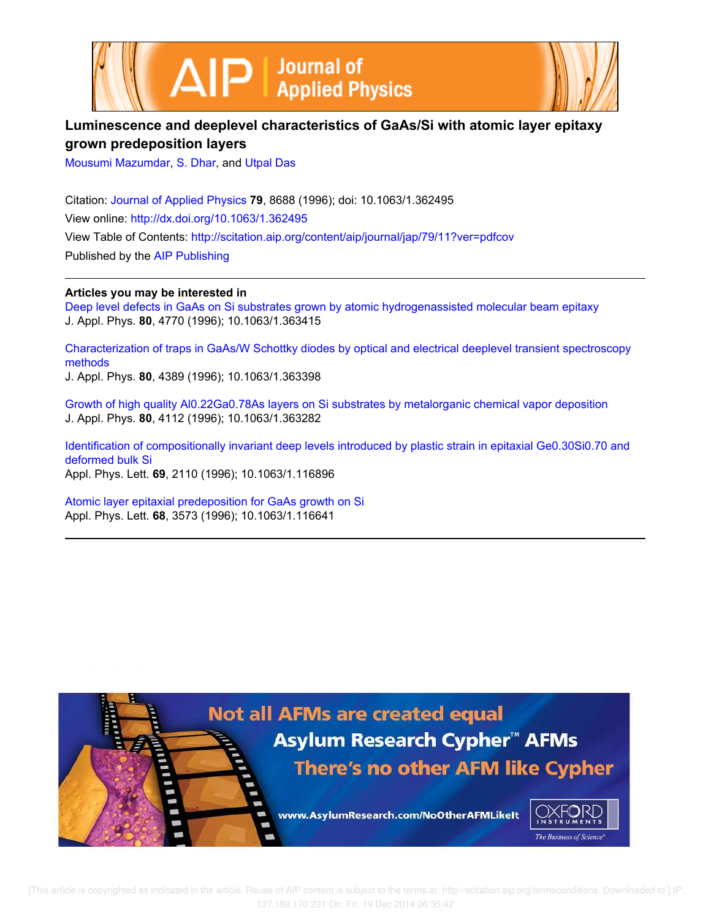# Luminescence and deeplevel characteristics of GaAs/Si with atomic layer epitaxy grown predeposition layers

Mousumi Mazumdar, S. Dhar, and Utpal Das

Citation: Journal of Applied Physics **79**, 8688 (1996); doi: 10.1063/1.362495

View online: http://dx.doi.org/10.1063/1.362495

View Table of Contents: http://scitation.aip.org/content/aip/journal/jap/79/11?ver=pdfcov

Published by the AIP Publishing

## Articles you may be interested in

Deep level defects in GaAs on Si substrates grown by atomic hydrogenassisted molecular beam epitaxy
J. Appl. Phys. **80**, 4770 (1996); 10.1063/1.363415

Characterization of traps in GaAs/W Schottky diodes by optical and electrical deeplevel transient spectroscopy methods
J. Appl. Phys. **80**, 4389 (1996); 10.1063/1.363398

Growth of high quality $Al_{0.22}Ga_{0.78}As$ layers on Si substrates by metalorganic chemical vapor deposition
J. Appl. Phys. **80**, 4112 (1996); 10.1063/1.363282

Identification of compositionally invariant deep levels introduced by plastic strain in epitaxial $Ge_{0.30}Si_{0.70}$ and deformed bulk Si
Appl. Phys. Lett. **69**, 2110 (1996); 10.1063/1.116896

Atomic layer epitaxial predeposition for GaAs growth on Si
Appl. Phys. Lett. **68**, 3573 (1996); 10.1063/1.116641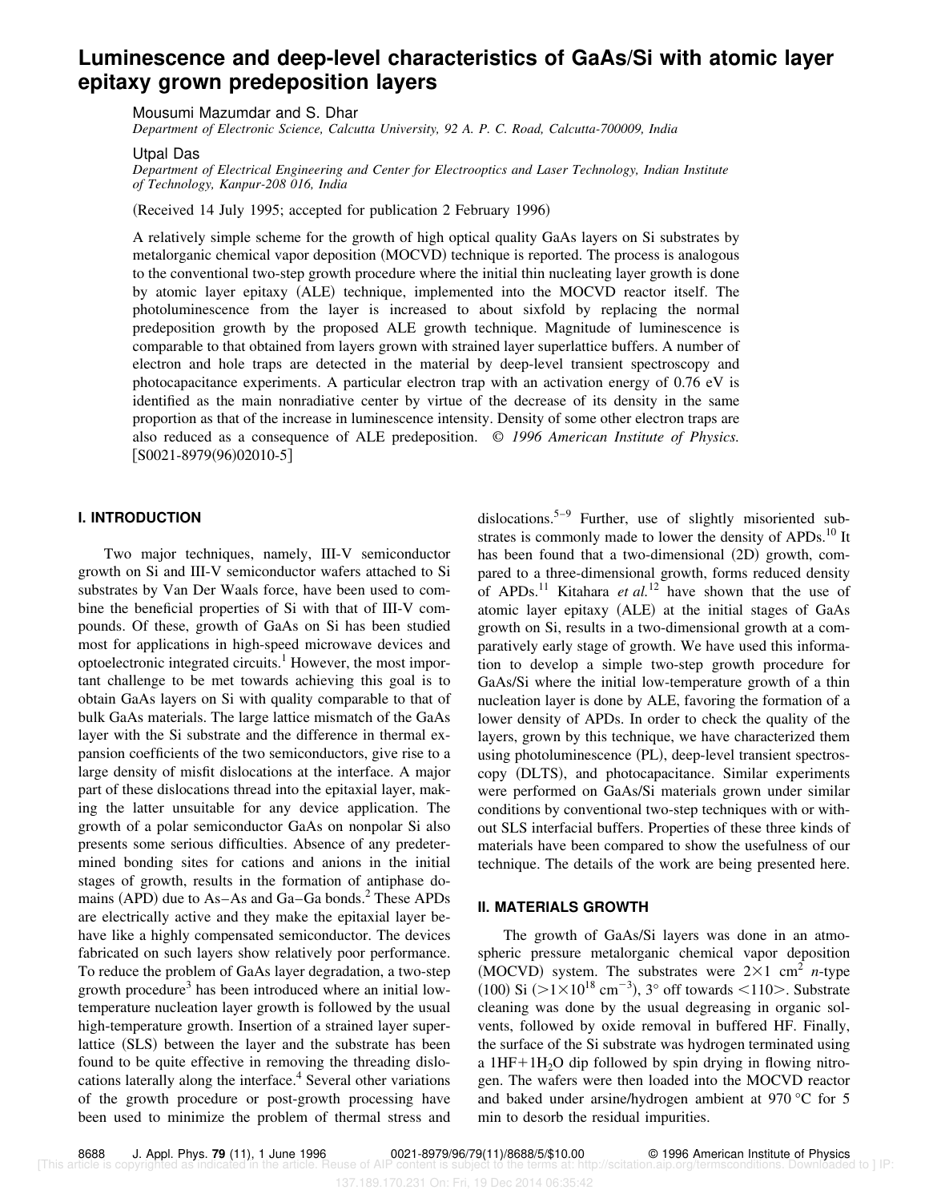# Luminescence and deep-level characteristics of GaAs/Si with atomic layer epitaxy grown predeposition layers

Mousumi Mazumdar and S. Dhar

*Department of Electronic Science, Calcutta University, 92 A. P. C. Road, Calcutta-700009, India*

Utpal Das

*Department of Electrical Engineering and Center for Electrooptics and Laser Technology, Indian Institute of Technology, Kanpur-208 016, India*

(Received 14 July 1995; accepted for publication 2 February 1996)

A relatively simple scheme for the growth of high optical quality GaAs layers on Si substrates by metalorganic chemical vapor deposition (MOCVD) technique is reported. The process is analogous to the conventional two-step growth procedure where the initial thin nucleating layer growth is done by atomic layer epitaxy (ALE) technique, implemented into the MOCVD reactor itself. The photoluminescence from the layer is increased to about sixfold by replacing the normal predeposition growth by the proposed ALE growth technique. Magnitude of luminescence is comparable to that obtained from layers grown with strained layer superlattice buffers. A number of electron and hole traps are detected in the material by deep-level transient spectroscopy and photocapacitance experiments. A particular electron trap with an activation energy of 0.76 eV is identified as the main nonradiative center by virtue of the decrease of its density in the same proportion as that of the increase in luminescence intensity. Density of some other electron traps are also reduced as a consequence of ALE predeposition. © *1996 American Institute of Physics.* [S0021-8979(96)02010-5]

## I. INTRODUCTION

Two major techniques, namely, III-V semiconductor growth on Si and III-V semiconductor wafers attached to Si substrates by Van Der Waals force, have been used to combine the beneficial properties of Si with that of III-V compounds. Of these, growth of GaAs on Si has been studied most for applications in high-speed microwave devices and optoelectronic integrated circuits.[1] However, the most important challenge to be met towards achieving this goal is to obtain GaAs layers on Si with quality comparable to that of bulk GaAs materials. The large lattice mismatch of the GaAs layer with the Si substrate and the difference in thermal expansion coefficients of the two semiconductors, give rise to a large density of misfit dislocations at the interface. A major part of these dislocations thread into the epitaxial layer, making the latter unsuitable for any device application. The growth of a polar semiconductor GaAs on nonpolar Si also presents some serious difficulties. Absence of any predetermined bonding sites for cations and anions in the initial stages of growth, results in the formation of antiphase domains (APD) due to As–As and Ga–Ga bonds.[2] These APDs are electrically active and they make the epitaxial layer behave like a highly compensated semiconductor. The devices fabricated on such layers show relatively poor performance. To reduce the problem of GaAs layer degradation, a two-step growth procedure[3] has been introduced where an initial low-temperature nucleation layer growth is followed by the usual high-temperature growth. Insertion of a strained layer superlattice (SLS) between the layer and the substrate has been found to be quite effective in removing the threading dislocations laterally along the interface.[4] Several other variations of the growth procedure or post-growth processing have been used to minimize the problem of thermal stress and dislocations.[5–9] Further, use of slightly misoriented substrates is commonly made to lower the density of APDs.[10] It has been found that a two-dimensional (2D) growth, compared to a three-dimensional growth, forms reduced density of APDs.[11] Kitahara *et al.*[12] have shown that the use of atomic layer epitaxy (ALE) at the initial stages of GaAs growth on Si, results in a two-dimensional growth at a comparatively early stage of growth. We have used this information to develop a simple two-step growth procedure for GaAs/Si where the initial low-temperature growth of a thin nucleation layer is done by ALE, favoring the formation of a lower density of APDs. In order to check the quality of the layers, grown by this technique, we have characterized them using photoluminescence (PL), deep-level transient spectroscopy (DLTS), and photocapacitance. Similar experiments were performed on GaAs/Si materials grown under similar conditions by conventional two-step techniques with or without SLS interfacial buffers. Properties of these three kinds of materials have been compared to show the usefulness of our technique. The details of the work are being presented here.

## II. MATERIALS GROWTH

The growth of GaAs/Si layers was done in an atmospheric pressure metalorganic chemical vapor deposition (MOCVD) system. The substrates were $2\times1$ cm$^2$ *n*-type (100) Si ($>1\times10^{18}$ cm$^{-3}$), 3° off towards <110>. Substrate cleaning was done by the usual degreasing in organic solvents, followed by oxide removal in buffered HF. Finally, the surface of the Si substrate was hydrogen terminated using a 1HF+1$H_2O$ dip followed by spin drying in flowing nitrogen. The wafers were then loaded into the MOCVD reactor and baked under arsine/hydrogen ambient at 970 °C for 5 min to desorb the residual impurities.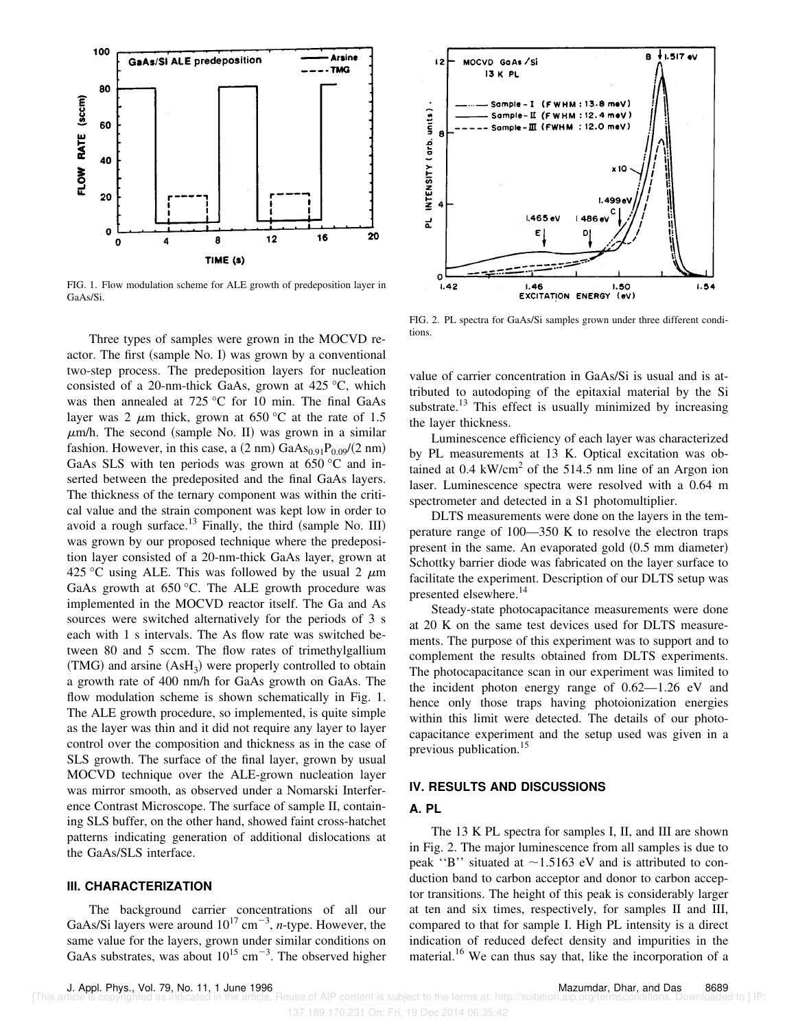FIG. 1. Flow modulation scheme for ALE growth of predeposition layer in GaAs/Si.

FIG. 2. PL spectra for GaAs/Si samples grown under three different conditions.

Three types of samples were grown in the MOCVD reactor. The first (sample No. I) was grown by a conventional two-step process. The predeposition layers for nucleation consisted of a 20-nm-thick GaAs, grown at 425 °C, which was then annealed at 725 °C for 10 min. The final GaAs layer was 2 $\mu$m thick, grown at 650 °C at the rate of 1.5 $\mu$m/h. The second (sample No. II) was grown in a similar fashion. However, in this case, a (2 nm) $GaAs_{0.91}P_{0.09}$/(2 nm) GaAs SLS with ten periods was grown at 650 °C and inserted between the predeposited and the final GaAs layers. The thickness of the ternary component was within the critical value and the strain component was kept low in order to avoid a rough surface.[13] Finally, the third (sample No. III) was grown by our proposed technique where the predeposition layer consisted of a 20-nm-thick GaAs layer, grown at 425 °C using ALE. This was followed by the usual 2 $\mu$m GaAs growth at 650 °C. The ALE growth procedure was implemented in the MOCVD reactor itself. The Ga and As sources were switched alternatively for the periods of 3 s each with 1 s intervals. The As flow rate was switched between 80 and 5 sccm. The flow rates of trimethylgallium (TMG) and arsine ($AsH_3$) were properly controlled to obtain a growth rate of 400 nm/h for GaAs growth on GaAs. The flow modulation scheme is shown schematically in Fig. 1. The ALE growth procedure, so implemented, is quite simple as the layer was thin and it did not require any layer to layer control over the composition and thickness as in the case of SLS growth. The surface of the final layer, grown by usual MOCVD technique over the ALE-grown nucleation layer was mirror smooth, as observed under a Nomarski Interference Contrast Microscope. The surface of sample II, containing SLS buffer, on the other hand, showed faint cross-hatchet patterns indicating generation of additional dislocations at the GaAs/SLS interface.

## III. CHARACTERIZATION

The background carrier concentrations of all our GaAs/Si layers were around $10^{17}$ $cm^{-3}$, *n*-type. However, the same value for the layers, grown under similar conditions on GaAs substrates, was about $10^{15}$ $cm^{-3}$. The observed higher value of carrier concentration in GaAs/Si is usual and is attributed to autodoping of the epitaxial material by the Si substrate.[13] This effect is usually minimized by increasing the layer thickness.

Luminescence efficiency of each layer was characterized by PL measurements at 13 K. Optical excitation was obtained at 0.4 kW/$cm^2$ of the 514.5 nm line of an Argon ion laser. Luminescence spectra were resolved with a 0.64 m spectrometer and detected in a S1 photomultiplier.

DLTS measurements were done on the layers in the temperature range of 100—350 K to resolve the electron traps present in the same. An evaporated gold (0.5 mm diameter) Schottky barrier diode was fabricated on the layer surface to facilitate the experiment. Description of our DLTS setup was presented elsewhere.[14]

Steady-state photocapacitance measurements were done at 20 K on the same test devices used for DLTS measurements. The purpose of this experiment was to support and to complement the results obtained from DLTS experiments. The photocapacitance scan in our experiment was limited to the incident photon energy range of 0.62—1.26 eV and hence only those traps having photoionization energies within this limit were detected. The details of our photocapacitance experiment and the setup used was given in a previous publication.[15]

## IV. RESULTS AND DISCUSSIONS

### A. PL

The 13 K PL spectra for samples I, II, and III are shown in Fig. 2. The major luminescence from all samples is due to peak ''B'' situated at ~1.5163 eV and is attributed to conduction band to carbon acceptor and donor to carbon acceptor transitions. The height of this peak is considerably larger at ten and six times, respectively, for samples II and III, compared to that for sample I. High PL intensity is a direct indication of reduced defect density and impurities in the material.[16] We can thus say that, like the incorporation of a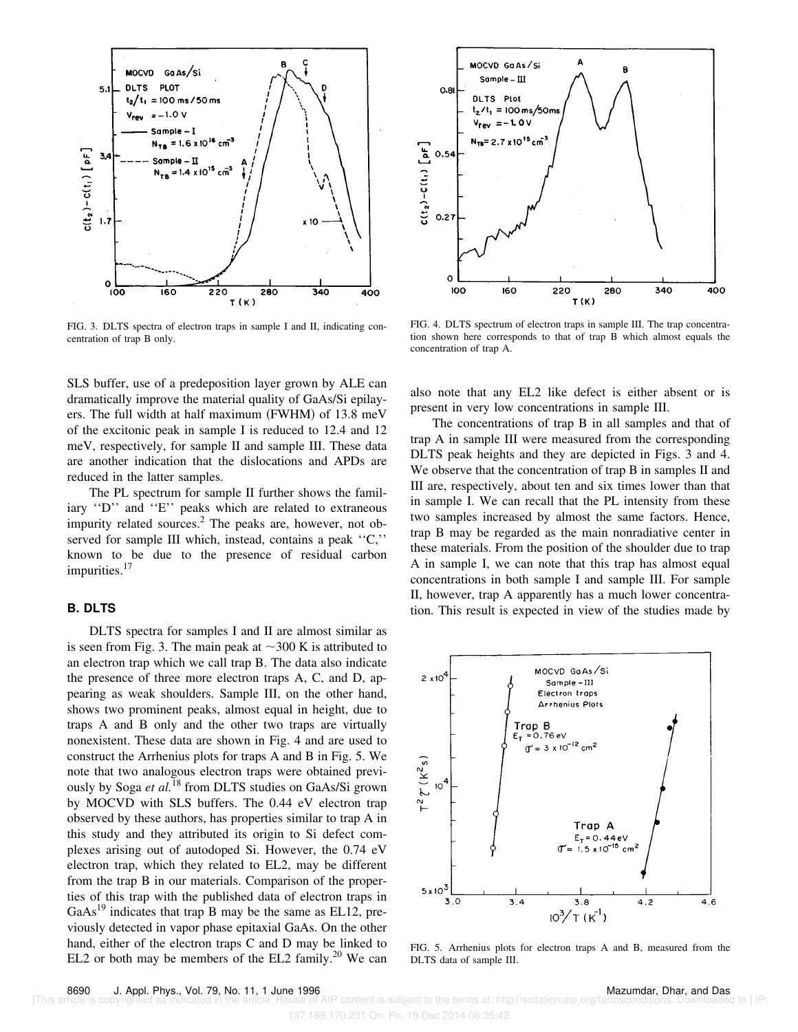FIG. 3. DLTS spectra of electron traps in sample I and II, indicating concentration of trap B only.

FIG. 4. DLTS spectrum of electron traps in sample III. The trap concentration shown here corresponds to that of trap B which almost equals the concentration of trap A.

SLS buffer, use of a predeposition layer grown by ALE can dramatically improve the material quality of GaAs/Si epilayers. The full width at half maximum (FWHM) of 13.8 meV of the excitonic peak in sample I is reduced to 12.4 and 12 meV, respectively, for sample II and sample III. These data are another indication that the dislocations and APDs are reduced in the latter samples.

The PL spectrum for sample II further shows the familiary ''D'' and ''E'' peaks which are related to extraneous impurity related sources.[2] The peaks are, however, not observed for sample III which, instead, contains a peak ''C,'' known to be due to the presence of residual carbon impurities.[17]

## B. DLTS

DLTS spectra for samples I and II are almost similar as is seen from Fig. 3. The main peak at ~300 K is attributed to an electron trap which we call trap B. The data also indicate the presence of three more electron traps A, C, and D, appearing as weak shoulders. Sample III, on the other hand, shows two prominent peaks, almost equal in height, due to traps A and B only and the other two traps are virtually nonexistent. These data are shown in Fig. 4 and are used to construct the Arrhenius plots for traps A and B in Fig. 5. We note that two analogous electron traps were obtained previously by Soga *et al.*[18] from DLTS studies on GaAs/Si grown by MOCVD with SLS buffers. The 0.44 eV electron trap observed by these authors, has properties similar to trap A in this study and they attributed its origin to Si defect complexes arising out of autodoped Si. However, the 0.74 eV electron trap, which they related to EL2, may be different from the trap B in our materials. Comparison of the properties of this trap with the published data of electron traps in GaAs[19] indicates that trap B may be the same as EL12, previously detected in vapor phase epitaxial GaAs. On the other hand, either of the electron traps C and D may be linked to EL2 or both may be members of the EL2 family.[20] We can also note that any EL2 like defect is either absent or is present in very low concentrations in sample III.

The concentrations of trap B in all samples and that of trap A in sample III were measured from the corresponding DLTS peak heights and they are depicted in Figs. 3 and 4. We observe that the concentration of trap B in samples II and III are, respectively, about ten and six times lower than that in sample I. We can recall that the PL intensity from these two samples increased by almost the same factors. Hence, trap B may be regarded as the main nonradiative center in these materials. From the position of the shoulder due to trap A in sample I, we can note that this trap has almost equal concentrations in both sample I and sample III. For sample II, however, trap A apparently has a much lower concentration. This result is expected in view of the studies made by

FIG. 5. Arrhenius plots for electron traps A and B, measured from the DLTS data of sample III.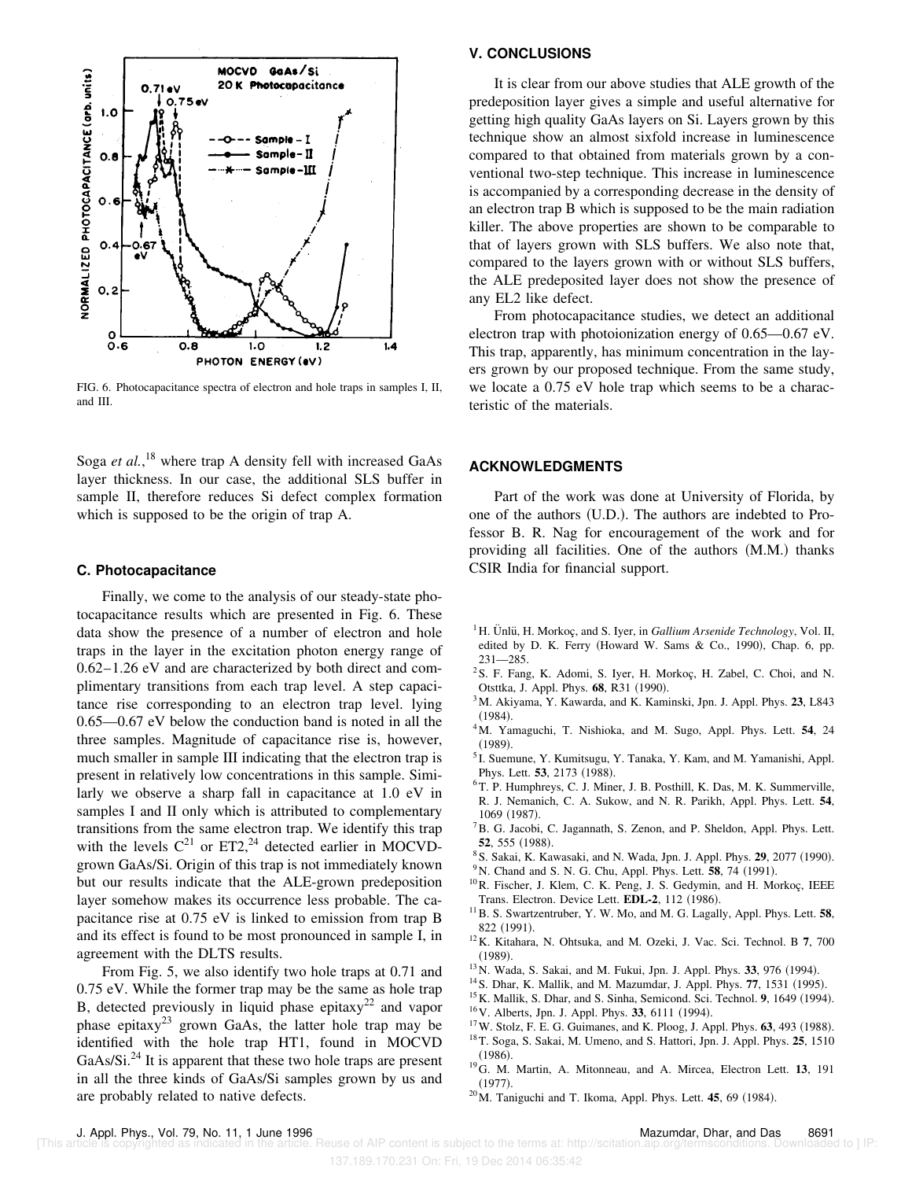FIG. 6. Photocapacitance spectra of electron and hole traps in samples I, II, and III.

Soga *et al.*,[18] where trap A density fell with increased GaAs layer thickness. In our case, the additional SLS buffer in sample II, therefore reduces Si defect complex formation which is supposed to be the origin of trap A.

### C. Photocapacitance

Finally, we come to the analysis of our steady-state photocapacitance results which are presented in Fig. 6. These data show the presence of a number of electron and hole traps in the layer in the excitation photon energy range of 0.62–1.26 eV and are characterized by both direct and complimentary transitions from each trap level. A step capacitance rise corresponding to an electron trap level. lying 0.65—0.67 eV below the conduction band is noted in all the three samples. Magnitude of capacitance rise is, however, much smaller in sample III indicating that the electron trap is present in relatively low concentrations in this sample. Similarly we observe a sharp fall in capacitance at 1.0 eV in samples I and II only which is attributed to complementary transitions from the same electron trap. We identify this trap with the levels C[21] or ET2,[24] detected earlier in MOCVD-grown GaAs/Si. Origin of this trap is not immediately known but our results indicate that the ALE-grown predeposition layer somehow makes its occurrence less probable. The capacitance rise at 0.75 eV is linked to emission from trap B and its effect is found to be most pronounced in sample I, in agreement with the DLTS results.

From Fig. 5, we also identify two hole traps at 0.71 and 0.75 eV. While the former trap may be the same as hole trap B, detected previously in liquid phase epitaxy[22] and vapor phase epitaxy[23] grown GaAs, the latter hole trap may be identified with the hole trap HT1, found in MOCVD GaAs/Si.[24] It is apparent that these two hole traps are present in all the three kinds of GaAs/Si samples grown by us and are probably related to native defects.

## V. CONCLUSIONS

It is clear from our above studies that ALE growth of the predeposition layer gives a simple and useful alternative for getting high quality GaAs layers on Si. Layers grown by this technique show an almost sixfold increase in luminescence compared to that obtained from materials grown by a conventional two-step technique. This increase in luminescence is accompanied by a corresponding decrease in the density of an electron trap B which is supposed to be the main radiation killer. The above properties are shown to be comparable to that of layers grown with SLS buffers. We also note that, compared to the layers grown with or without SLS buffers, the ALE predeposited layer does not show the presence of any EL2 like defect.

From photocapacitance studies, we detect an additional electron trap with photoionization energy of 0.65—0.67 eV. This trap, apparently, has minimum concentration in the layers grown by our proposed technique. From the same study, we locate a 0.75 eV hole trap which seems to be a characteristic of the materials.

## ACKNOWLEDGMENTS

Part of the work was done at University of Florida, by one of the authors (U.D.). The authors are indebted to Professor B. R. Nag for encouragement of the work and for providing all facilities. One of the authors (M.M.) thanks CSIR India for financial support.

[1] H. Ünlü, H. Morkoç, and S. Iyer, in *Gallium Arsenide Technology*, Vol. II, edited by D. K. Ferry (Howard W. Sams & Co., 1990), Chap. 6, pp. 231—285.

[2] S. F. Fang, K. Adomi, S. Iyer, H. Morkoç, H. Zabel, C. Choi, and N. Otsttka, J. Appl. Phys. **68**, R31 (1990).

[3] M. Akiyama, Y. Kawarda, and K. Kaminski, Jpn. J. Appl. Phys. **23**, L843 (1984).

[4] M. Yamaguchi, T. Nishioka, and M. Sugo, Appl. Phys. Lett. **54**, 24 (1989).

[5] I. Suemune, Y. Kumitsugu, Y. Tanaka, Y. Kam, and M. Yamanishi, Appl. Phys. Lett. **53**, 2173 (1988).

[6] T. P. Humphreys, C. J. Miner, J. B. Posthill, K. Das, M. K. Summerville, R. J. Nemanich, C. A. Sukow, and N. R. Parikh, Appl. Phys. Lett. **54**, 1069 (1987).

[7] B. G. Jacobi, C. Jagannath, S. Zenon, and P. Sheldon, Appl. Phys. Lett. **52**, 555 (1988).

[8] S. Sakai, K. Kawasaki, and N. Wada, Jpn. J. Appl. Phys. **29**, 2077 (1990).

[9] N. Chand and S. N. G. Chu, Appl. Phys. Lett. **58**, 74 (1991).

[10] R. Fischer, J. Klem, C. K. Peng, J. S. Gedymin, and H. Morkoç, IEEE Trans. Electron. Device Lett. **EDL-2**, 112 (1986).

[11] B. S. Swartzentruber, Y. W. Mo, and M. G. Lagally, Appl. Phys. Lett. **58**, 822 (1991).

[12] K. Kitahara, N. Ohtsuka, and M. Ozeki, J. Vac. Sci. Technol. B **7**, 700 (1989).

[13] N. Wada, S. Sakai, and M. Fukui, Jpn. J. Appl. Phys. **33**, 976 (1994).

[14] S. Dhar, K. Mallik, and M. Mazumdar, J. Appl. Phys. **77**, 1531 (1995).

[15] K. Mallik, S. Dhar, and S. Sinha, Semicond. Sci. Technol. **9**, 1649 (1994).

[16] V. Alberts, Jpn. J. Appl. Phys. **33**, 6111 (1994).

[17] W. Stolz, F. E. G. Guimanes, and K. Ploog, J. Appl. Phys. **63**, 493 (1988).

[18] T. Soga, S. Sakai, M. Umeno, and S. Hattori, Jpn. J. Appl. Phys. **25**, 1510 (1986).

[19] G. M. Martin, A. Mitonneau, and A. Mircea, Electron Lett. **13**, 191 (1977).

[20] M. Taniguchi and T. Ikoma, Appl. Phys. Lett. **45**, 69 (1984).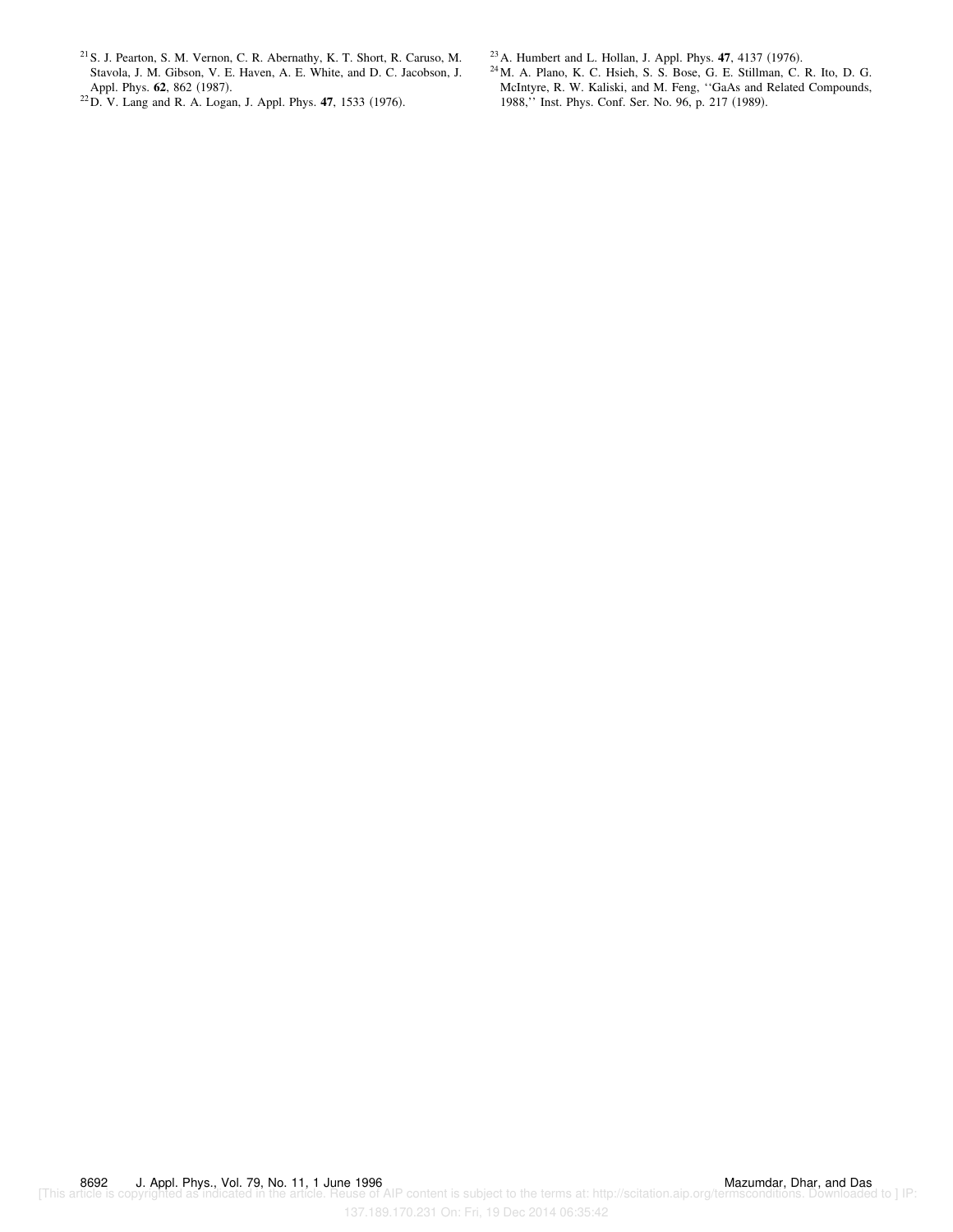[21] S. J. Pearton, S. M. Vernon, C. R. Abernathy, K. T. Short, R. Caruso, M. Stavola, J. M. Gibson, V. E. Haven, A. E. White, and D. C. Jacobson, J. Appl. Phys. **62**, 862 (1987).

[22] D. V. Lang and R. A. Logan, J. Appl. Phys. **47**, 1533 (1976).

[23] A. Humbert and L. Hollan, J. Appl. Phys. **47**, 4137 (1976).

[24] M. A. Plano, K. C. Hsieh, S. S. Bose, G. E. Stillman, C. R. Ito, D. G. McIntyre, R. W. Kaliski, and M. Feng, ''GaAs and Related Compounds, 1988,'' Inst. Phys. Conf. Ser. No. 96, p. 217 (1989).